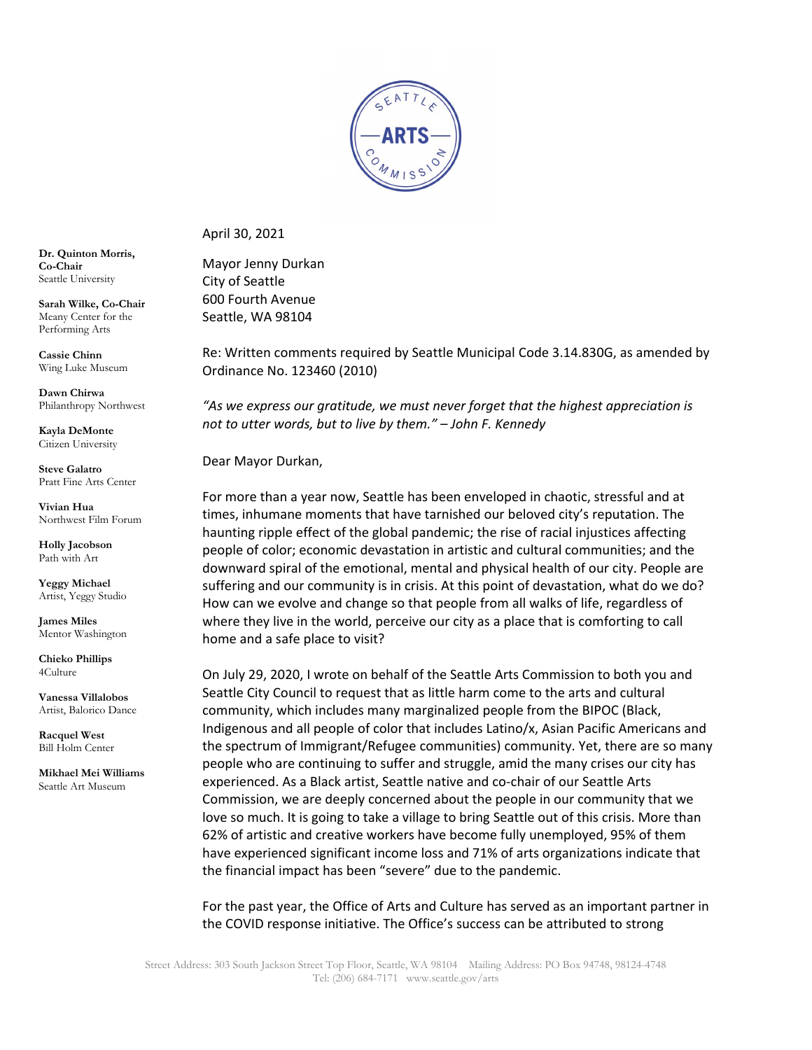**Dr. Quinton Morris, Co-Chair**
Seattle University

**Sarah Wilke, Co-Chair**
Meany Center for the Performing Arts

**Cassie Chinn**
Wing Luke Museum

**Dawn Chirwa**
Philanthropy Northwest

**Kayla DeMonte**
Citizen University

**Steve Galatro**
Pratt Fine Arts Center

**Vivian Hua**
Northwest Film Forum

**Holly Jacobson**
Path with Art

**Yeggy Michael**
Artist, Yeggy Studio

**James Miles**
Mentor Washington

**Chieko Phillips**
4Culture

**Vanessa Villalobos**
Artist, Balorico Dance

**Racquel West**
Bill Holm Center

**Mikhael Mei Williams**
Seattle Art Museum

April 30, 2021

Mayor Jenny Durkan
City of Seattle
600 Fourth Avenue
Seattle, WA 98104

Re: Written comments required by Seattle Municipal Code 3.14.830G, as amended by Ordinance No. 123460 (2010)

*"As we express our gratitude, we must never forget that the highest appreciation is not to utter words, but to live by them." – John F. Kennedy*

Dear Mayor Durkan,

For more than a year now, Seattle has been enveloped in chaotic, stressful and at times, inhumane moments that have tarnished our beloved city's reputation. The haunting ripple effect of the global pandemic; the rise of racial injustices affecting people of color; economic devastation in artistic and cultural communities; and the downward spiral of the emotional, mental and physical health of our city. People are suffering and our community is in crisis. At this point of devastation, what do we do? How can we evolve and change so that people from all walks of life, regardless of where they live in the world, perceive our city as a place that is comforting to call home and a safe place to visit?

On July 29, 2020, I wrote on behalf of the Seattle Arts Commission to both you and Seattle City Council to request that as little harm come to the arts and cultural community, which includes many marginalized people from the BIPOC (Black, Indigenous and all people of color that includes Latino/x, Asian Pacific Americans and the spectrum of Immigrant/Refugee communities) community. Yet, there are so many people who are continuing to suffer and struggle, amid the many crises our city has experienced. As a Black artist, Seattle native and co-chair of our Seattle Arts Commission, we are deeply concerned about the people in our community that we love so much. It is going to take a village to bring Seattle out of this crisis. More than 62% of artistic and creative workers have become fully unemployed, 95% of them have experienced significant income loss and 71% of arts organizations indicate that the financial impact has been "severe" due to the pandemic.

For the past year, the Office of Arts and Culture has served as an important partner in the COVID response initiative. The Office's success can be attributed to strong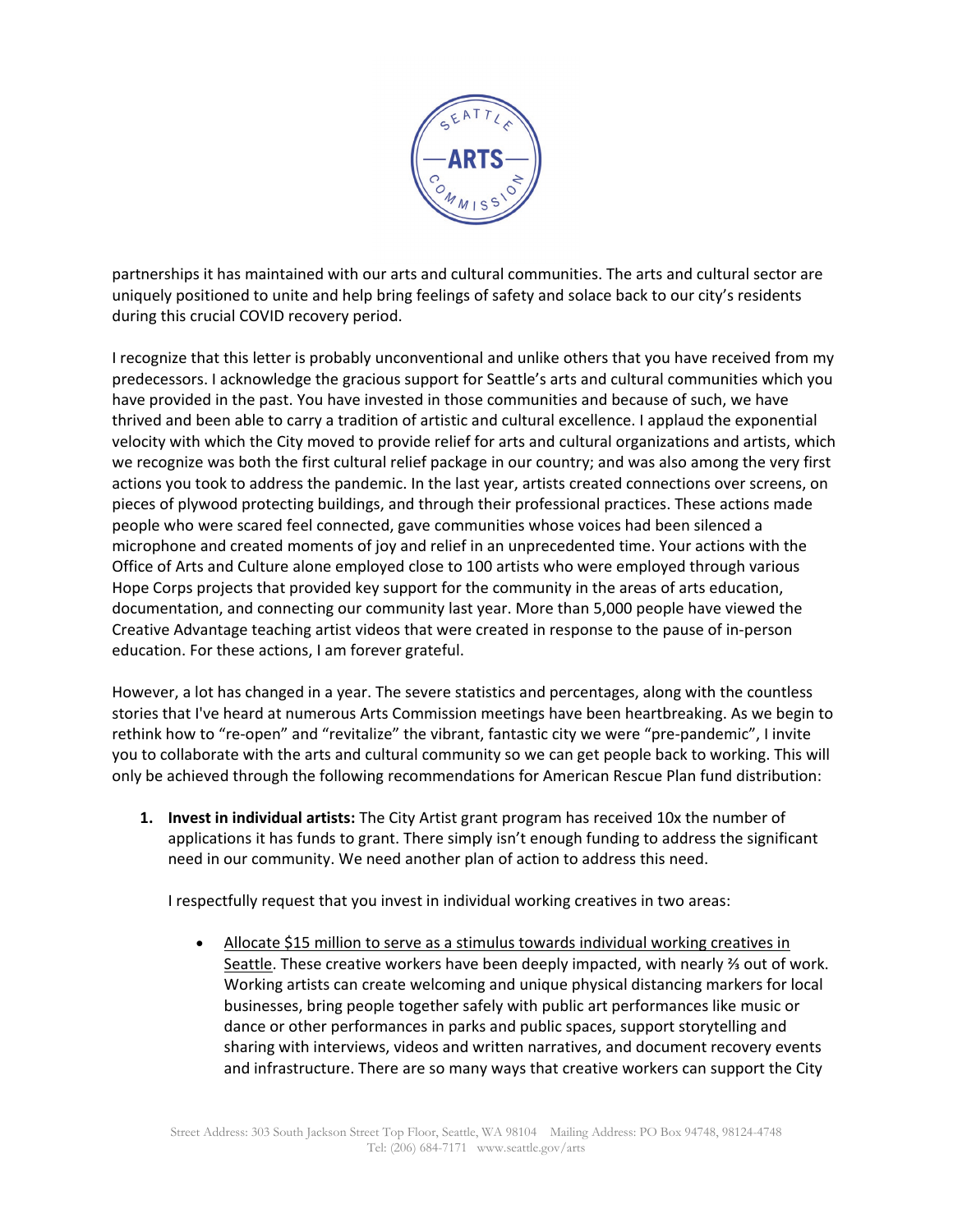partnerships it has maintained with our arts and cultural communities. The arts and cultural sector are uniquely positioned to unite and help bring feelings of safety and solace back to our city's residents during this crucial COVID recovery period.

I recognize that this letter is probably unconventional and unlike others that you have received from my predecessors. I acknowledge the gracious support for Seattle's arts and cultural communities which you have provided in the past. You have invested in those communities and because of such, we have thrived and been able to carry a tradition of artistic and cultural excellence. I applaud the exponential velocity with which the City moved to provide relief for arts and cultural organizations and artists, which we recognize was both the first cultural relief package in our country; and was also among the very first actions you took to address the pandemic. In the last year, artists created connections over screens, on pieces of plywood protecting buildings, and through their professional practices. These actions made people who were scared feel connected, gave communities whose voices had been silenced a microphone and created moments of joy and relief in an unprecedented time. Your actions with the Office of Arts and Culture alone employed close to 100 artists who were employed through various Hope Corps projects that provided key support for the community in the areas of arts education, documentation, and connecting our community last year. More than 5,000 people have viewed the Creative Advantage teaching artist videos that were created in response to the pause of in-person education. For these actions, I am forever grateful.

However, a lot has changed in a year. The severe statistics and percentages, along with the countless stories that I've heard at numerous Arts Commission meetings have been heartbreaking. As we begin to rethink how to "re-open" and "revitalize" the vibrant, fantastic city we were "pre-pandemic", I invite you to collaborate with the arts and cultural community so we can get people back to working. This will only be achieved through the following recommendations for American Rescue Plan fund distribution:

1. **Invest in individual artists:** The City Artist grant program has received 10x the number of applications it has funds to grant. There simply isn't enough funding to address the significant need in our community. We need another plan of action to address this need.

   I respectfully request that you invest in individual working creatives in two areas:

   - <u>Allocate $15 million to serve as a stimulus towards individual working creatives in Seattle</u>. These creative workers have been deeply impacted, with nearly ⅔ out of work. Working artists can create welcoming and unique physical distancing markers for local businesses, bring people together safely with public art performances like music or dance or other performances in parks and public spaces, support storytelling and sharing with interviews, videos and written narratives, and document recovery events and infrastructure. There are so many ways that creative workers can support the City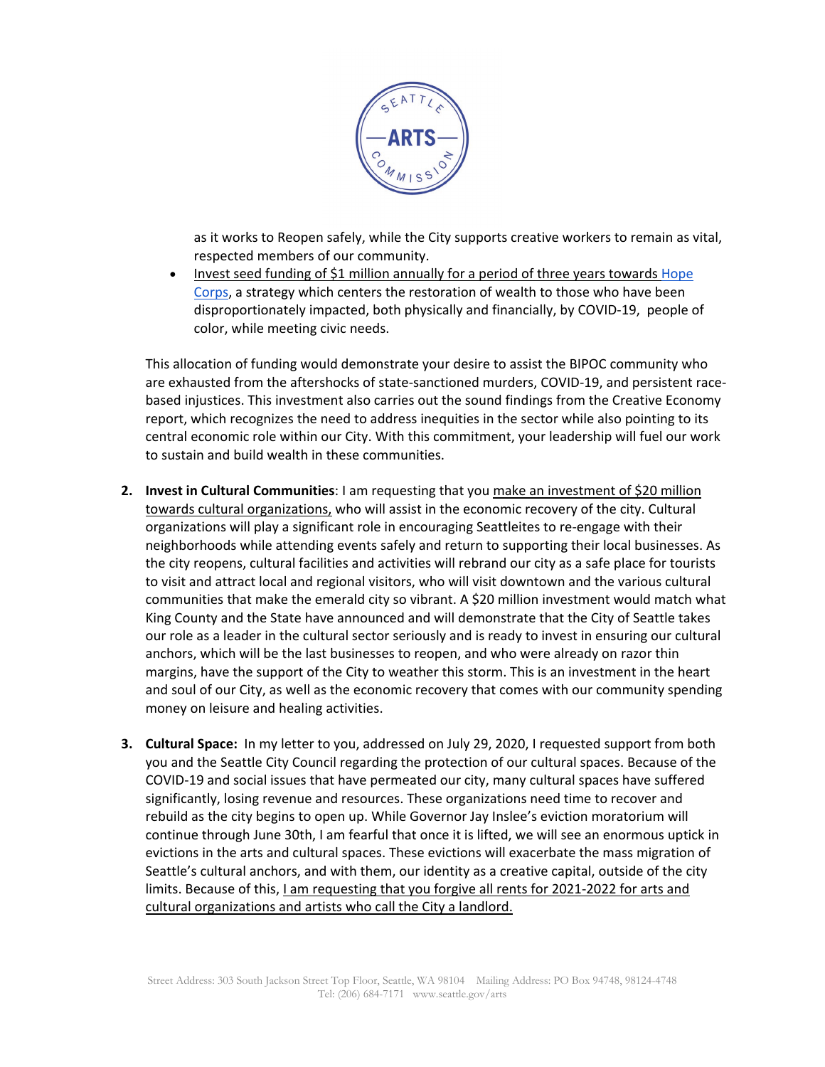as it works to Reopen safely, while the City supports creative workers to remain as vital, respected members of our community.

- Invest seed funding of $1 million annually for a period of three years towards Hope Corps, a strategy which centers the restoration of wealth to those who have been disproportionately impacted, both physically and financially, by COVID-19, people of color, while meeting civic needs.

This allocation of funding would demonstrate your desire to assist the BIPOC community who are exhausted from the aftershocks of state-sanctioned murders, COVID-19, and persistent race-based injustices. This investment also carries out the sound findings from the Creative Economy report, which recognizes the need to address inequities in the sector while also pointing to its central economic role within our City. With this commitment, your leadership will fuel our work to sustain and build wealth in these communities.

2. **Invest in Cultural Communities**: I am requesting that you make an investment of $20 million towards cultural organizations, who will assist in the economic recovery of the city. Cultural organizations will play a significant role in encouraging Seattleites to re-engage with their neighborhoods while attending events safely and return to supporting their local businesses. As the city reopens, cultural facilities and activities will rebrand our city as a safe place for tourists to visit and attract local and regional visitors, who will visit downtown and the various cultural communities that make the emerald city so vibrant. A $20 million investment would match what King County and the State have announced and will demonstrate that the City of Seattle takes our role as a leader in the cultural sector seriously and is ready to invest in ensuring our cultural anchors, which will be the last businesses to reopen, and who were already on razor thin margins, have the support of the City to weather this storm. This is an investment in the heart and soul of our City, as well as the economic recovery that comes with our community spending money on leisure and healing activities.

3. **Cultural Space:** In my letter to you, addressed on July 29, 2020, I requested support from both you and the Seattle City Council regarding the protection of our cultural spaces. Because of the COVID-19 and social issues that have permeated our city, many cultural spaces have suffered significantly, losing revenue and resources. These organizations need time to recover and rebuild as the city begins to open up. While Governor Jay Inslee's eviction moratorium will continue through June 30th, I am fearful that once it is lifted, we will see an enormous uptick in evictions in the arts and cultural spaces. These evictions will exacerbate the mass migration of Seattle's cultural anchors, and with them, our identity as a creative capital, outside of the city limits. Because of this, I am requesting that you forgive all rents for 2021-2022 for arts and cultural organizations and artists who call the City a landlord.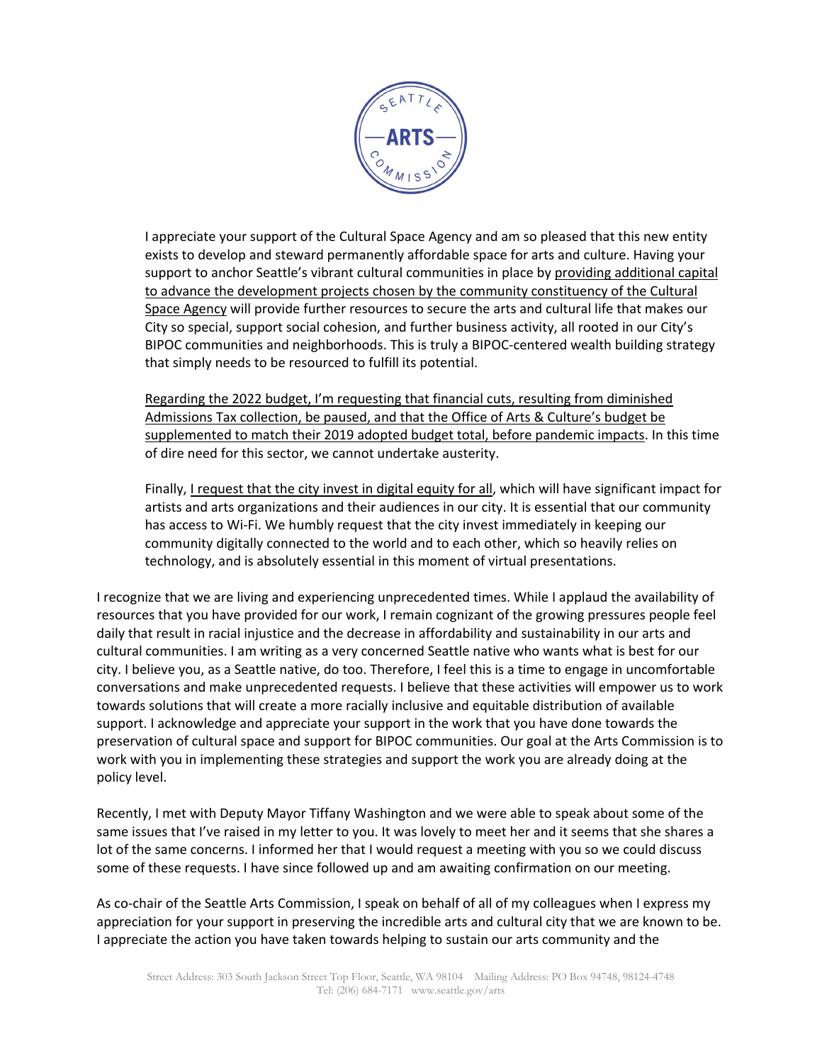I appreciate your support of the Cultural Space Agency and am so pleased that this new entity exists to develop and steward permanently affordable space for arts and culture. Having your support to anchor Seattle's vibrant cultural communities in place by <u>providing additional capital to advance the development projects chosen by the community constituency of the Cultural Space Agency</u> will provide further resources to secure the arts and cultural life that makes our City so special, support social cohesion, and further business activity, all rooted in our City's BIPOC communities and neighborhoods. This is truly a BIPOC-centered wealth building strategy that simply needs to be resourced to fulfill its potential.

<u>Regarding the 2022 budget, I'm requesting that financial cuts, resulting from diminished Admissions Tax collection, be paused, and that the Office of Arts & Culture's budget be supplemented to match their 2019 adopted budget total, before pandemic impacts</u>. In this time of dire need for this sector, we cannot undertake austerity.

Finally, <u>I request that the city invest in digital equity for all</u>, which will have significant impact for artists and arts organizations and their audiences in our city. It is essential that our community has access to Wi-Fi. We humbly request that the city invest immediately in keeping our community digitally connected to the world and to each other, which so heavily relies on technology, and is absolutely essential in this moment of virtual presentations.

I recognize that we are living and experiencing unprecedented times. While I applaud the availability of resources that you have provided for our work, I remain cognizant of the growing pressures people feel daily that result in racial injustice and the decrease in affordability and sustainability in our arts and cultural communities. I am writing as a very concerned Seattle native who wants what is best for our city. I believe you, as a Seattle native, do too. Therefore, I feel this is a time to engage in uncomfortable conversations and make unprecedented requests. I believe that these activities will empower us to work towards solutions that will create a more racially inclusive and equitable distribution of available support. I acknowledge and appreciate your support in the work that you have done towards the preservation of cultural space and support for BIPOC communities. Our goal at the Arts Commission is to work with you in implementing these strategies and support the work you are already doing at the policy level.

Recently, I met with Deputy Mayor Tiffany Washington and we were able to speak about some of the same issues that I've raised in my letter to you. It was lovely to meet her and it seems that she shares a lot of the same concerns. I informed her that I would request a meeting with you so we could discuss some of these requests. I have since followed up and am awaiting confirmation on our meeting.

As co-chair of the Seattle Arts Commission, I speak on behalf of all of my colleagues when I express my appreciation for your support in preserving the incredible arts and cultural city that we are known to be. I appreciate the action you have taken towards helping to sustain our arts community and the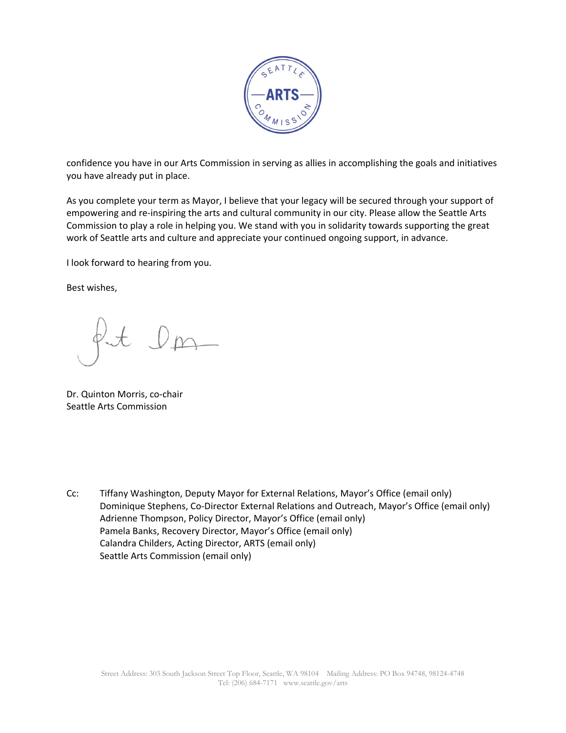confidence you have in our Arts Commission in serving as allies in accomplishing the goals and initiatives you have already put in place.

As you complete your term as Mayor, I believe that your legacy will be secured through your support of empowering and re-inspiring the arts and cultural community in our city. Please allow the Seattle Arts Commission to play a role in helping you. We stand with you in solidarity towards supporting the great work of Seattle arts and culture and appreciate your continued ongoing support, in advance.

I look forward to hearing from you.

Best wishes,

Dr. Quinton Morris, co-chair
Seattle Arts Commission

Cc: Tiffany Washington, Deputy Mayor for External Relations, Mayor's Office (email only)
Dominique Stephens, Co-Director External Relations and Outreach, Mayor's Office (email only)
Adrienne Thompson, Policy Director, Mayor's Office (email only)
Pamela Banks, Recovery Director, Mayor's Office (email only)
Calandra Childers, Acting Director, ARTS (email only)
Seattle Arts Commission (email only)